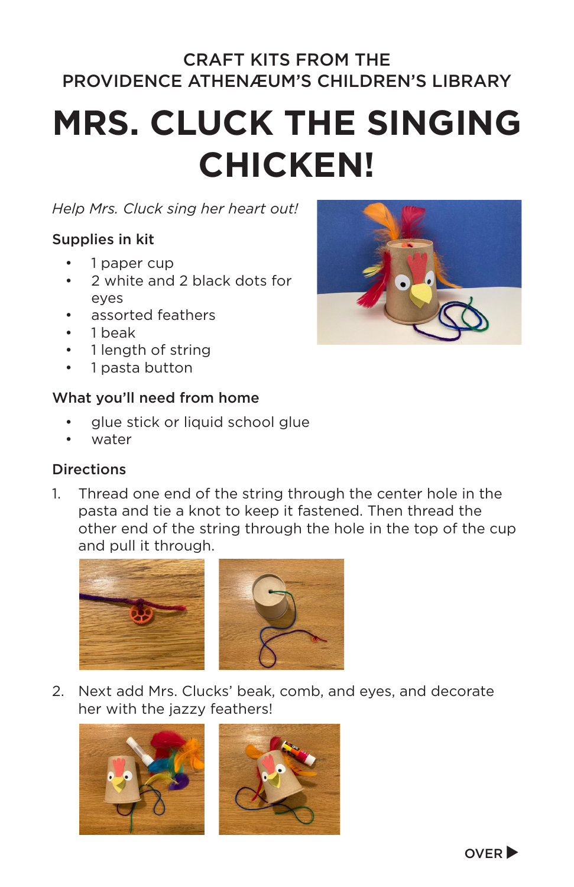CRAFT KITS FROM THE
PROVIDENCE ATHENÆUM'S CHILDREN'S LIBRARY

# MRS. CLUCK THE SINGING CHICKEN!

*Help Mrs. Cluck sing her heart out!*

### Supplies in kit

- 1 paper cup
- 2 white and 2 black dots for eyes
- assorted feathers
- 1 beak
- 1 length of string
- 1 pasta button

### What you'll need from home

- glue stick or liquid school glue
- water

### Directions

1. Thread one end of the string through the center hole in the pasta and tie a knot to keep it fastened. Then thread the other end of the string through the hole in the top of the cup and pull it through.

2. Next add Mrs. Clucks' beak, comb, and eyes, and decorate her with the jazzy feathers!

OVER ▶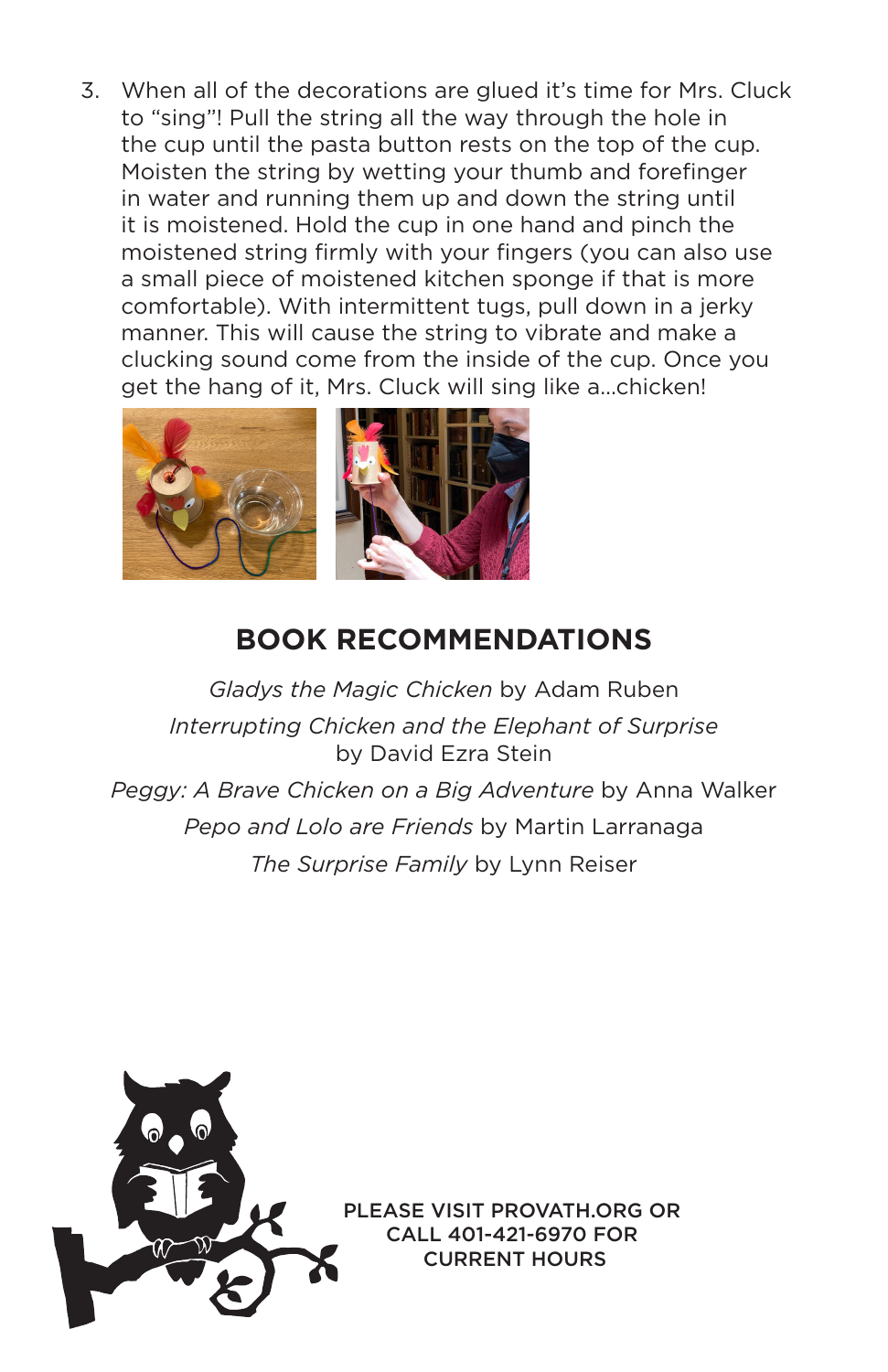3. When all of the decorations are glued it's time for Mrs. Cluck to "sing"! Pull the string all the way through the hole in the cup until the pasta button rests on the top of the cup. Moisten the string by wetting your thumb and forefinger in water and running them up and down the string until it is moistened. Hold the cup in one hand and pinch the moistened string firmly with your fingers (you can also use a small piece of moistened kitchen sponge if that is more comfortable). With intermittent tugs, pull down in a jerky manner. This will cause the string to vibrate and make a clucking sound come from the inside of the cup. Once you get the hang of it, Mrs. Cluck will sing like a...chicken!

## BOOK RECOMMENDATIONS

*Gladys the Magic Chicken* by Adam Ruben

*Interrupting Chicken and the Elephant of Surprise* by David Ezra Stein

*Peggy: A Brave Chicken on a Big Adventure* by Anna Walker

*Pepo and Lolo are Friends* by Martin Larranaga

*The Surprise Family* by Lynn Reiser

PLEASE VISIT PROVATH.ORG OR CALL 401-421-6970 FOR CURRENT HOURS